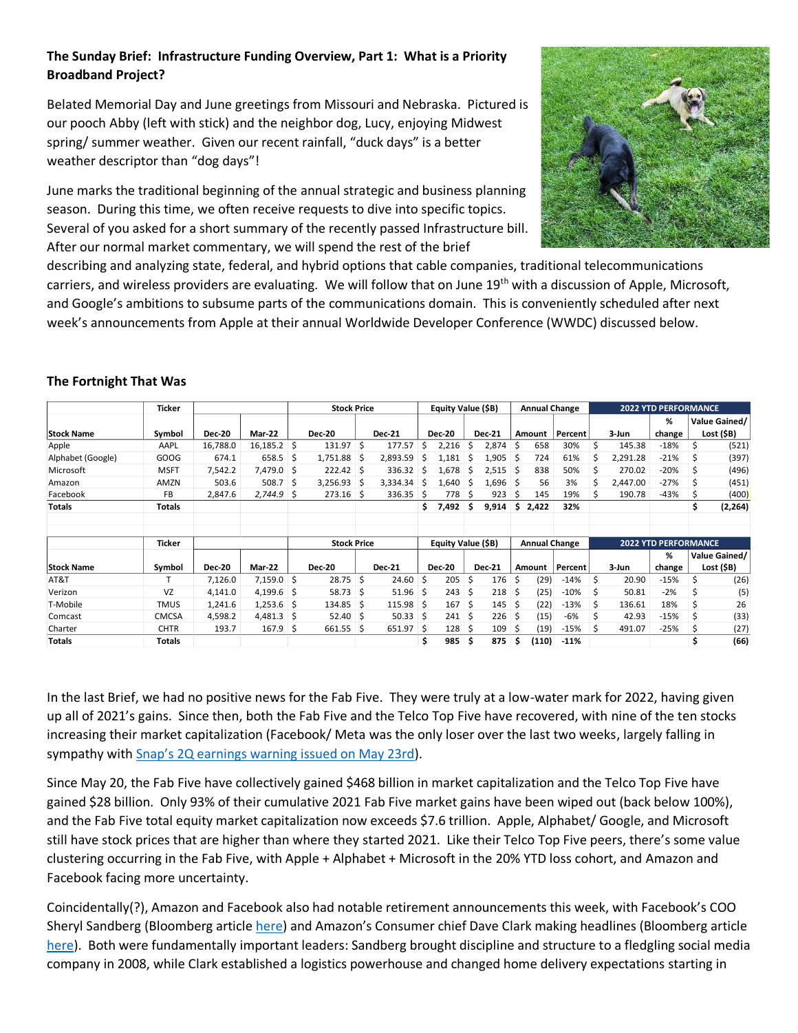**The Sunday Brief: Infrastructure Funding Overview, Part 1: What is a Priority Broadband Project?**

Belated Memorial Day and June greetings from Missouri and Nebraska. Pictured is our pooch Abby (left with stick) and the neighbor dog, Lucy, enjoying Midwest spring/ summer weather. Given our recent rainfall, "duck days" is a better weather descriptor than "dog days"!

June marks the traditional beginning of the annual strategic and business planning season. During this time, we often receive requests to dive into specific topics. Several of you asked for a short summary of the recently passed Infrastructure bill. After our normal market commentary, we will spend the rest of the brief describing and analyzing state, federal, and hybrid options that cable companies, traditional telecommunications carriers, and wireless providers are evaluating. We will follow that on June 19th with a discussion of Apple, Microsoft, and Google's ambitions to subsume parts of the communications domain. This is conveniently scheduled after next week's announcements from Apple at their annual Worldwide Developer Conference (WWDC) discussed below.

**The Fortnight That Was**

| | Ticker | | | Stock Price | | Equity Value ($B) | | Annual Change | | 2022 YTD PERFORMANCE | | |
|---|---|---|---|---|---|---|---|---|---|---|---|---|
| Stock Name | Symbol | Dec-20 | Mar-22 | Dec-20 | Dec-21 | Dec-20 | Dec-21 | Amount | Percent | 3-Jun | % change | Value Gained/ Lost ($B) |
| Apple | AAPL | 16,788.0 | 16,185.2 | $ 131.97 | $ 177.57 | $ 2,216 | $ 2,874 | $ 658 | 30% | $ 145.38 | -18% | $ (521) |
| Alphabet (Google) | GOOG | 674.1 | 658.5 | $ 1,751.88 | $ 2,893.59 | $ 1,181 | $ 1,905 | $ 724 | 61% | $ 2,291.28 | -21% | $ (397) |
| Microsoft | MSFT | 7,542.2 | 7,479.0 | $ 222.42 | $ 336.32 | $ 1,678 | $ 2,515 | $ 838 | 50% | $ 270.02 | -20% | $ (496) |
| Amazon | AMZN | 503.6 | 508.7 | $ 3,256.93 | $ 3,334.34 | $ 1,640 | $ 1,696 | $ 56 | 3% | $ 2,447.00 | -27% | $ (451) |
| Facebook | FB | 2,847.6 | *2,744.9* | $ 273.16 | $ 336.35 | $ 778 | $ 923 | $ 145 | 19% | $ 190.78 | -43% | $ (400) |
| **Totals** | **Totals** | | | | | **$ 7,492** | **$ 9,914** | **$ 2,422** | **32%** | | | **$ (2,264)** |

| | Ticker | | | Stock Price | | Equity Value ($B) | | Annual Change | | 2022 YTD PERFORMANCE | | |
|---|---|---|---|---|---|---|---|---|---|---|---|---|
| Stock Name | Symbol | Dec-20 | Mar-22 | Dec-20 | Dec-21 | Dec-20 | Dec-21 | Amount | Percent | 3-Jun | % change | Value Gained/ Lost ($B) |
| AT&T | T | 7,126.0 | 7,159.0 | $ 28.75 | $ 24.60 | $ 205 | $ 176 | $ (29) | -14% | $ 20.90 | -15% | $ (26) |
| Verizon | VZ | 4,141.0 | 4,199.6 | $ 58.73 | $ 51.96 | $ 243 | $ 218 | $ (25) | -10% | $ 50.81 | -2% | $ (5) |
| T-Mobile | TMUS | 1,241.6 | 1,253.6 | $ 134.85 | $ 115.98 | $ 167 | $ 145 | $ (22) | -13% | $ 136.61 | 18% | $ 26 |
| Comcast | CMCSA | 4,598.2 | 4,481.3 | $ 52.40 | $ 50.33 | $ 241 | $ 226 | $ (15) | -6% | $ 42.93 | -15% | $ (33) |
| Charter | CHTR | 193.7 | 167.9 | $ 661.55 | $ 651.97 | $ 128 | $ 109 | $ (19) | -15% | $ 491.07 | -25% | $ (27) |
| **Totals** | **Totals** | | | | | **$ 985** | **$ 875** | **$ (110)** | **-11%** | | | **$ (66)** |

In the last Brief, we had no positive news for the Fab Five. They were truly at a low-water mark for 2022, having given up all of 2021's gains. Since then, both the Fab Five and the Telco Top Five have recovered, with nine of the ten stocks increasing their market capitalization (Facebook/ Meta was the only loser over the last two weeks, largely falling in sympathy with [Snap's 2Q earnings warning issued on May 23rd](#)).

Since May 20, the Fab Five have collectively gained $468 billion in market capitalization and the Telco Top Five have gained $28 billion. Only 93% of their cumulative 2021 Fab Five market gains have been wiped out (back below 100%), and the Fab Five total equity market capitalization now exceeds $7.6 trillion. Apple, Alphabet/ Google, and Microsoft still have stock prices that are higher than where they started 2021. Like their Telco Top Five peers, there's some value clustering occurring in the Fab Five, with Apple + Alphabet + Microsoft in the 20% YTD loss cohort, and Amazon and Facebook facing more uncertainty.

Coincidentally(?), Amazon and Facebook also had notable retirement announcements this week, with Facebook's COO Sheryl Sandberg (Bloomberg article [here](#)) and Amazon's Consumer chief Dave Clark making headlines (Bloomberg article [here](#)). Both were fundamentally important leaders: Sandberg brought discipline and structure to a fledgling social media company in 2008, while Clark established a logistics powerhouse and changed home delivery expectations starting in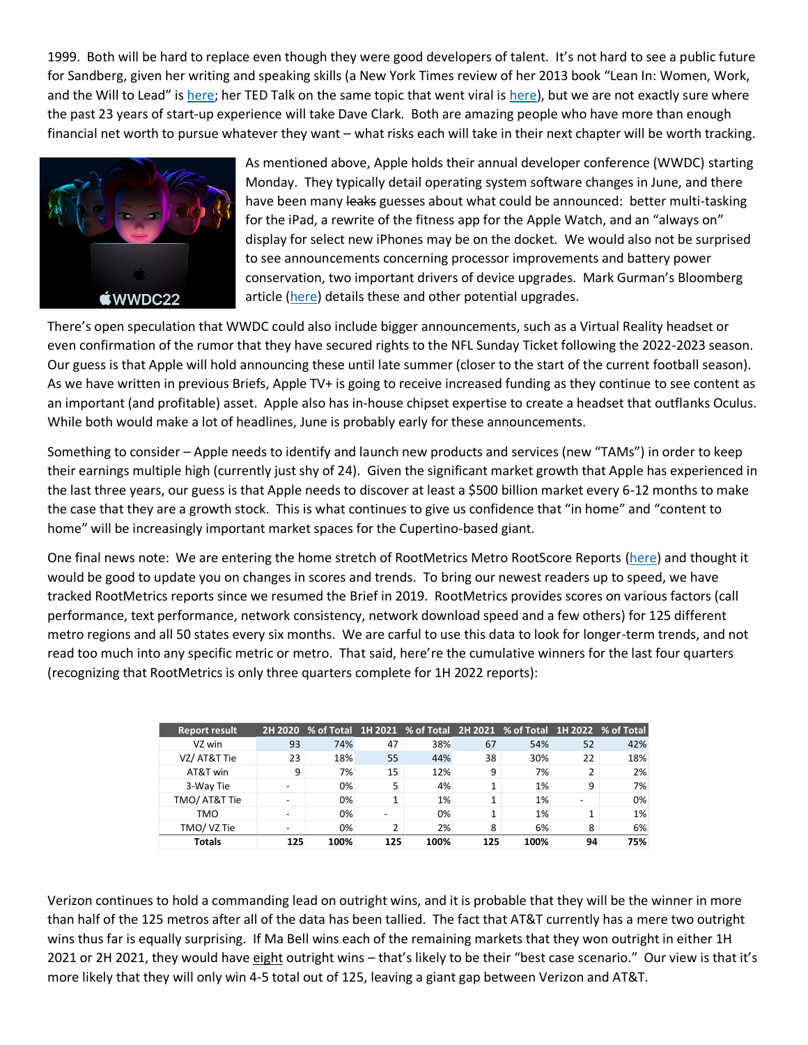1999. Both will be hard to replace even though they were good developers of talent. It's not hard to see a public future for Sandberg, given her writing and speaking skills (a New York Times review of her 2013 book "Lean In: Women, Work, and the Will to Lead" is here; her TED Talk on the same topic that went viral is here), but we are not exactly sure where the past 23 years of start-up experience will take Dave Clark. Both are amazing people who have more than enough financial net worth to pursue whatever they want – what risks each will take in their next chapter will be worth tracking.

As mentioned above, Apple holds their annual developer conference (WWDC) starting Monday. They typically detail operating system software changes in June, and there have been many ~~leaks~~ guesses about what could be announced: better multi-tasking for the iPad, a rewrite of the fitness app for the Apple Watch, and an "always on" display for select new iPhones may be on the docket. We would also not be surprised to see announcements concerning processor improvements and battery power conservation, two important drivers of device upgrades. Mark Gurman's Bloomberg article (here) details these and other potential upgrades.

There's open speculation that WWDC could also include bigger announcements, such as a Virtual Reality headset or even confirmation of the rumor that they have secured rights to the NFL Sunday Ticket following the 2022-2023 season. Our guess is that Apple will hold announcing these until late summer (closer to the start of the current football season). As we have written in previous Briefs, Apple TV+ is going to receive increased funding as they continue to see content as an important (and profitable) asset. Apple also has in-house chipset expertise to create a headset that outflanks Oculus. While both would make a lot of headlines, June is probably early for these announcements.

Something to consider – Apple needs to identify and launch new products and services (new "TAMs") in order to keep their earnings multiple high (currently just shy of 24). Given the significant market growth that Apple has experienced in the last three years, our guess is that Apple needs to discover at least a $500 billion market every 6-12 months to make the case that they are a growth stock. This is what continues to give us confidence that "in home" and "content to home" will be increasingly important market spaces for the Cupertino-based giant.

One final news note: We are entering the home stretch of RootMetrics Metro RootScore Reports (here) and thought it would be good to update you on changes in scores and trends. To bring our newest readers up to speed, we have tracked RootMetrics reports since we resumed the Brief in 2019. RootMetrics provides scores on various factors (call performance, text performance, network consistency, network download speed and a few others) for 125 different metro regions and all 50 states every six months. We are carful to use this data to look for longer-term trends, and not read too much into any specific metric or metro. That said, here're the cumulative winners for the last four quarters (recognizing that RootMetrics is only three quarters complete for 1H 2022 reports):

| Report result | 2H 2020 | % of Total | 1H 2021 | % of Total | 2H 2021 | % of Total | 1H 2022 | % of Total |
|---|---|---|---|---|---|---|---|---|
| VZ win | 93 | 74% | 47 | 38% | 67 | 54% | 52 | 42% |
| VZ/ AT&T Tie | 23 | 18% | 55 | 44% | 38 | 30% | 22 | 18% |
| AT&T win | 9 | 7% | 15 | 12% | 9 | 7% | 2 | 2% |
| 3-Way Tie | - | 0% | 5 | 4% | 1 | 1% | 9 | 7% |
| TMO/ AT&T Tie | - | 0% | 1 | 1% | 1 | 1% | - | 0% |
| TMO | - | 0% | - | 0% | 1 | 1% | 1 | 1% |
| TMO/ VZ Tie | - | 0% | 2 | 2% | 8 | 6% | 8 | 6% |
| **Totals** | **125** | **100%** | **125** | **100%** | **125** | **100%** | **94** | **75%** |

Verizon continues to hold a commanding lead on outright wins, and it is probable that they will be the winner in more than half of the 125 metros after all of the data has been tallied. The fact that AT&T currently has a mere two outright wins thus far is equally surprising. If Ma Bell wins each of the remaining markets that they won outright in either 1H 2021 or 2H 2021, they would have eight outright wins – that's likely to be their "best case scenario." Our view is that it's more likely that they will only win 4-5 total out of 125, leaving a giant gap between Verizon and AT&T.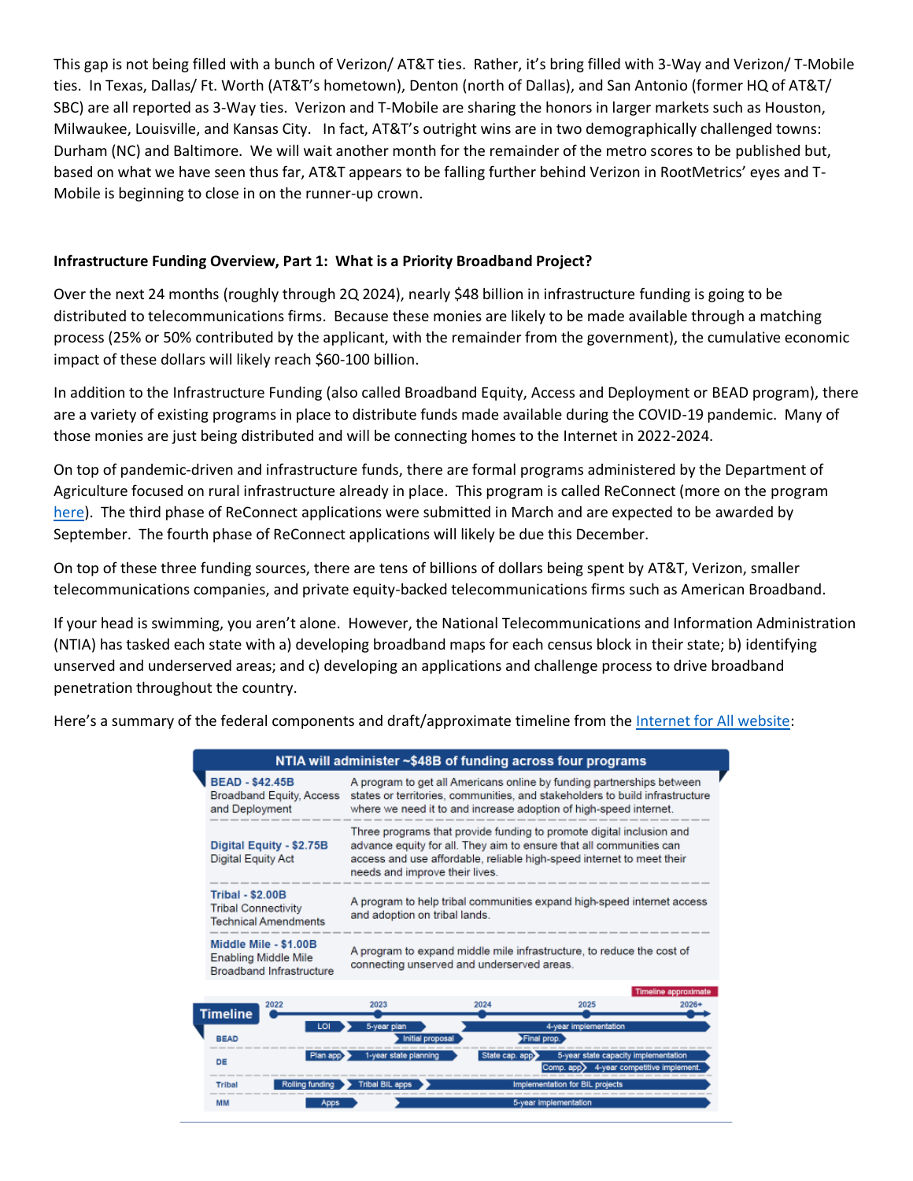This gap is not being filled with a bunch of Verizon/ AT&T ties. Rather, it's bring filled with 3-Way and Verizon/ T-Mobile ties. In Texas, Dallas/ Ft. Worth (AT&T's hometown), Denton (north of Dallas), and San Antonio (former HQ of AT&T/ SBC) are all reported as 3-Way ties. Verizon and T-Mobile are sharing the honors in larger markets such as Houston, Milwaukee, Louisville, and Kansas City. In fact, AT&T's outright wins are in two demographically challenged towns: Durham (NC) and Baltimore. We will wait another month for the remainder of the metro scores to be published but, based on what we have seen thus far, AT&T appears to be falling further behind Verizon in RootMetrics' eyes and T-Mobile is beginning to close in on the runner-up crown.

**Infrastructure Funding Overview, Part 1: What is a Priority Broadband Project?**

Over the next 24 months (roughly through 2Q 2024), nearly $48 billion in infrastructure funding is going to be distributed to telecommunications firms. Because these monies are likely to be made available through a matching process (25% or 50% contributed by the applicant, with the remainder from the government), the cumulative economic impact of these dollars will likely reach $60-100 billion.

In addition to the Infrastructure Funding (also called Broadband Equity, Access and Deployment or BEAD program), there are a variety of existing programs in place to distribute funds made available during the COVID-19 pandemic. Many of those monies are just being distributed and will be connecting homes to the Internet in 2022-2024.

On top of pandemic-driven and infrastructure funds, there are formal programs administered by the Department of Agriculture focused on rural infrastructure already in place. This program is called ReConnect (more on the program here). The third phase of ReConnect applications were submitted in March and are expected to be awarded by September. The fourth phase of ReConnect applications will likely be due this December.

On top of these three funding sources, there are tens of billions of dollars being spent by AT&T, Verizon, smaller telecommunications companies, and private equity-backed telecommunications firms such as American Broadband.

If your head is swimming, you aren't alone. However, the National Telecommunications and Information Administration (NTIA) has tasked each state with a) developing broadband maps for each census block in their state; b) identifying unserved and underserved areas; and c) developing an applications and challenge process to drive broadband penetration throughout the country.

Here's a summary of the federal components and draft/approximate timeline from the Internet for All website:

**NTIA will administer ~$48B of funding across four programs**

| Program | Description |
|---|---|
| **BEAD - $42.45B** Broadband Equity, Access and Deployment | A program to get all Americans online by funding partnerships between states or territories, communities, and stakeholders to build infrastructure where we need it to and increase adoption of high-speed internet. |
| **Digital Equity - $2.75B** Digital Equity Act | Three programs that provide funding to promote digital inclusion and advance equity for all. They aim to ensure that all communities can access and use affordable, reliable high-speed internet to meet their needs and improve their lives. |
| **Tribal - $2.00B** Tribal Connectivity Technical Amendments | A program to help tribal communities expand high-speed internet access and adoption on tribal lands. |
| **Middle Mile - $1.00B** Enabling Middle Mile Broadband Infrastructure | A program to expand middle mile infrastructure, to reduce the cost of connecting unserved and underserved areas. |

**Timeline** (Timeline approximate; 2022 – 2023 – 2024 – 2025 – 2026+)

| Program | Timeline |
|---|---|
| BEAD | LOI → 5-year plan → Initial proposal → Final prop. → 4-year implementation |
| DE | Plan app → 1-year state planning → State cap. app → 5-year state capacity implementation; Comp. app → 4-year competitive implement. |
| Tribal | Rolling funding → Tribal BIL apps → Implementation for BIL projects |
| MM | Apps → 5-year implementation |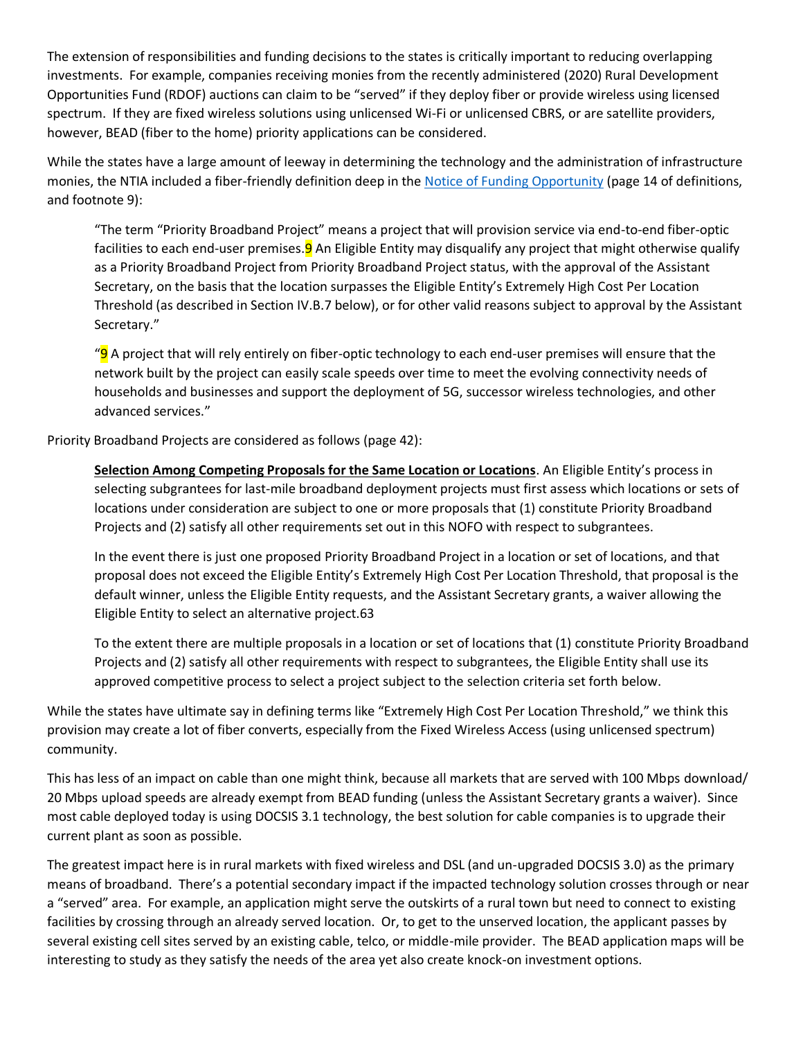The extension of responsibilities and funding decisions to the states is critically important to reducing overlapping investments. For example, companies receiving monies from the recently administered (2020) Rural Development Opportunities Fund (RDOF) auctions can claim to be "served" if they deploy fiber or provide wireless using licensed spectrum. If they are fixed wireless solutions using unlicensed Wi-Fi or unlicensed CBRS, or are satellite providers, however, BEAD (fiber to the home) priority applications can be considered.

While the states have a large amount of leeway in determining the technology and the administration of infrastructure monies, the NTIA included a fiber-friendly definition deep in the Notice of Funding Opportunity (page 14 of definitions, and footnote 9):

> "The term "Priority Broadband Project" means a project that will provision service via end-to-end fiber-optic facilities to each end-user premises.[9] An Eligible Entity may disqualify any project that might otherwise qualify as a Priority Broadband Project from Priority Broadband Project status, with the approval of the Assistant Secretary, on the basis that the location surpasses the Eligible Entity's Extremely High Cost Per Location Threshold (as described in Section IV.B.7 below), or for other valid reasons subject to approval by the Assistant Secretary."
>
> "[9] A project that will rely entirely on fiber-optic technology to each end-user premises will ensure that the network built by the project can easily scale speeds over time to meet the evolving connectivity needs of households and businesses and support the deployment of 5G, successor wireless technologies, and other advanced services."

Priority Broadband Projects are considered as follows (page 42):

> **Selection Among Competing Proposals for the Same Location or Locations**. An Eligible Entity's process in selecting subgrantees for last-mile broadband deployment projects must first assess which locations or sets of locations under consideration are subject to one or more proposals that (1) constitute Priority Broadband Projects and (2) satisfy all other requirements set out in this NOFO with respect to subgrantees.
>
> In the event there is just one proposed Priority Broadband Project in a location or set of locations, and that proposal does not exceed the Eligible Entity's Extremely High Cost Per Location Threshold, that proposal is the default winner, unless the Eligible Entity requests, and the Assistant Secretary grants, a waiver allowing the Eligible Entity to select an alternative project.63
>
> To the extent there are multiple proposals in a location or set of locations that (1) constitute Priority Broadband Projects and (2) satisfy all other requirements with respect to subgrantees, the Eligible Entity shall use its approved competitive process to select a project subject to the selection criteria set forth below.

While the states have ultimate say in defining terms like "Extremely High Cost Per Location Threshold," we think this provision may create a lot of fiber converts, especially from the Fixed Wireless Access (using unlicensed spectrum) community.

This has less of an impact on cable than one might think, because all markets that are served with 100 Mbps download/ 20 Mbps upload speeds are already exempt from BEAD funding (unless the Assistant Secretary grants a waiver). Since most cable deployed today is using DOCSIS 3.1 technology, the best solution for cable companies is to upgrade their current plant as soon as possible.

The greatest impact here is in rural markets with fixed wireless and DSL (and un-upgraded DOCSIS 3.0) as the primary means of broadband. There's a potential secondary impact if the impacted technology solution crosses through or near a "served" area. For example, an application might serve the outskirts of a rural town but need to connect to existing facilities by crossing through an already served location. Or, to get to the unserved location, the applicant passes by several existing cell sites served by an existing cable, telco, or middle-mile provider. The BEAD application maps will be interesting to study as they satisfy the needs of the area yet also create knock-on investment options.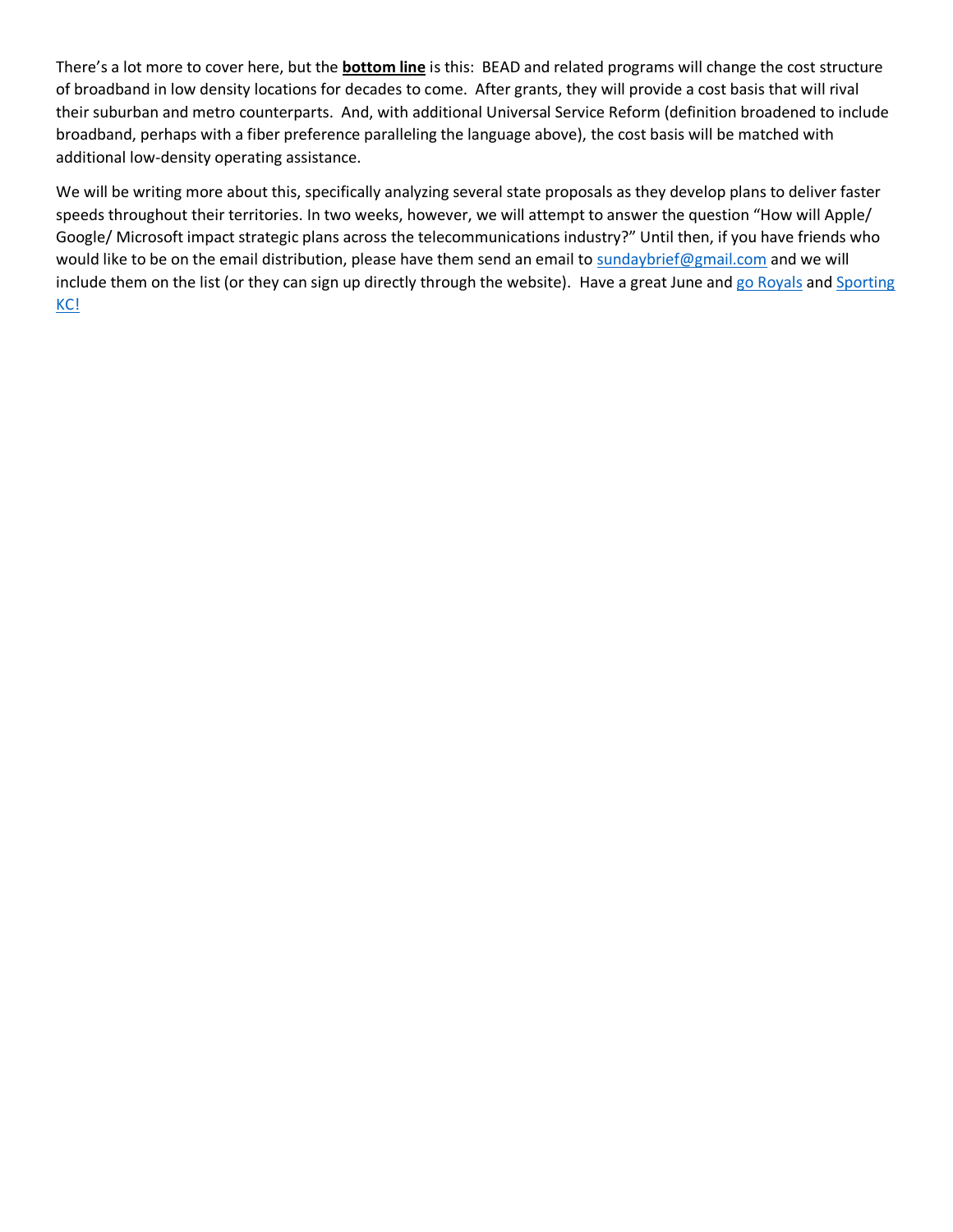There's a lot more to cover here, but the **bottom line** is this: BEAD and related programs will change the cost structure of broadband in low density locations for decades to come. After grants, they will provide a cost basis that will rival their suburban and metro counterparts. And, with additional Universal Service Reform (definition broadened to include broadband, perhaps with a fiber preference paralleling the language above), the cost basis will be matched with additional low-density operating assistance.

We will be writing more about this, specifically analyzing several state proposals as they develop plans to deliver faster speeds throughout their territories. In two weeks, however, we will attempt to answer the question "How will Apple/ Google/ Microsoft impact strategic plans across the telecommunications industry?" Until then, if you have friends who would like to be on the email distribution, please have them send an email to sundaybrief@gmail.com and we will include them on the list (or they can sign up directly through the website). Have a great June and go Royals and Sporting KC!